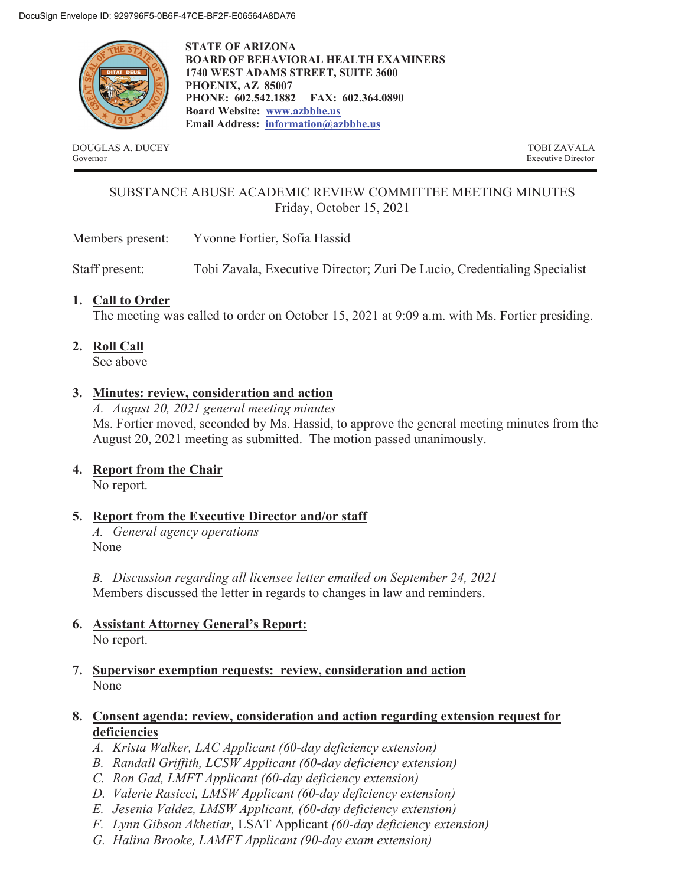DocuSign Envelope ID: 929796F5-0B6F-47CE-BF2F-E06564A8DA76

**STATE OF ARIZONA**
**BOARD OF BEHAVIORAL HEALTH EXAMINERS**
**1740 WEST ADAMS STREET, SUITE 3600**
**PHOENIX, AZ 85007**
**PHONE: 602.542.1882 FAX: 602.364.0890**
**Board Website: www.azbbhe.us**
**Email Address: information@azbbhe.us**

DOUGLAS A. DUCEY
Governor

TOBI ZAVALA
Executive Director

SUBSTANCE ABUSE ACADEMIC REVIEW COMMITTEE MEETING MINUTES
Friday, October 15, 2021

Members present: Yvonne Fortier, Sofia Hassid

Staff present: Tobi Zavala, Executive Director; Zuri De Lucio, Credentialing Specialist

1. **Call to Order**
   The meeting was called to order on October 15, 2021 at 9:09 a.m. with Ms. Fortier presiding.

2. **Roll Call**
   See above

3. **Minutes: review, consideration and action**
   *A. August 20, 2021 general meeting minutes*
   Ms. Fortier moved, seconded by Ms. Hassid, to approve the general meeting minutes from the August 20, 2021 meeting as submitted. The motion passed unanimously.

4. **Report from the Chair**
   No report.

5. **Report from the Executive Director and/or staff**
   *A. General agency operations*
   None

   *B. Discussion regarding all licensee letter emailed on September 24, 2021*
   Members discussed the letter in regards to changes in law and reminders.

6. **Assistant Attorney General's Report:**
   No report.

7. **Supervisor exemption requests: review, consideration and action**
   None

8. **Consent agenda: review, consideration and action regarding extension request for deficiencies**
   *A. Krista Walker, LAC Applicant (60-day deficiency extension)*
   *B. Randall Griffith, LCSW Applicant (60-day deficiency extension)*
   *C. Ron Gad, LMFT Applicant (60-day deficiency extension)*
   *D. Valerie Rasicci, LMSW Applicant (60-day deficiency extension)*
   *E. Jesenia Valdez, LMSW Applicant, (60-day deficiency extension)*
   *F. Lynn Gibson Akhetiar,* LSAT Applicant *(60-day deficiency extension)*
   *G. Halina Brooke, LAMFT Applicant (90-day exam extension)*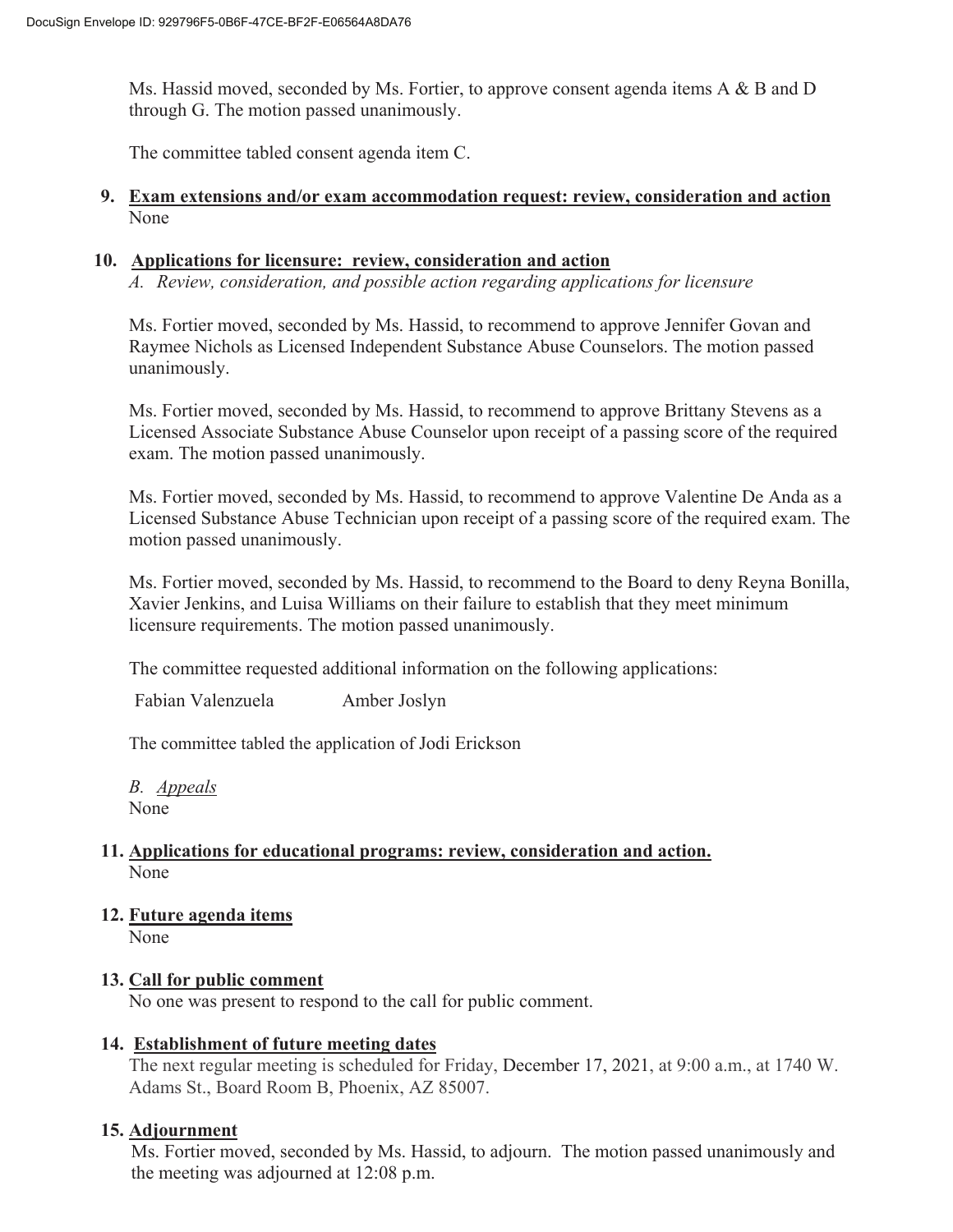Ms. Hassid moved, seconded by Ms. Fortier, to approve consent agenda items A & B and D through G. The motion passed unanimously.

The committee tabled consent agenda item C.

9. **Exam extensions and/or exam accommodation request: review, consideration and action**
   None

10. **Applications for licensure: review, consideration and action**
    *A. Review, consideration, and possible action regarding applications for licensure*

    Ms. Fortier moved, seconded by Ms. Hassid, to recommend to approve Jennifer Govan and Raymee Nichols as Licensed Independent Substance Abuse Counselors. The motion passed unanimously.

    Ms. Fortier moved, seconded by Ms. Hassid, to recommend to approve Brittany Stevens as a Licensed Associate Substance Abuse Counselor upon receipt of a passing score of the required exam. The motion passed unanimously.

    Ms. Fortier moved, seconded by Ms. Hassid, to recommend to approve Valentine De Anda as a Licensed Substance Abuse Technician upon receipt of a passing score of the required exam. The motion passed unanimously.

    Ms. Fortier moved, seconded by Ms. Hassid, to recommend to the Board to deny Reyna Bonilla, Xavier Jenkins, and Luisa Williams on their failure to establish that they meet minimum licensure requirements. The motion passed unanimously.

    The committee requested additional information on the following applications:

    Fabian Valenzuela        Amber Joslyn

    The committee tabled the application of Jodi Erickson

    *B. Appeals*
    None

11. **Applications for educational programs: review, consideration and action.**
    None

12. **Future agenda items**
    None

13. **Call for public comment**
    No one was present to respond to the call for public comment.

14. **Establishment of future meeting dates**
    The next regular meeting is scheduled for Friday, December 17, 2021, at 9:00 a.m., at 1740 W. Adams St., Board Room B, Phoenix, AZ 85007.

15. **Adjournment**
    Ms. Fortier moved, seconded by Ms. Hassid, to adjourn. The motion passed unanimously and the meeting was adjourned at 12:08 p.m.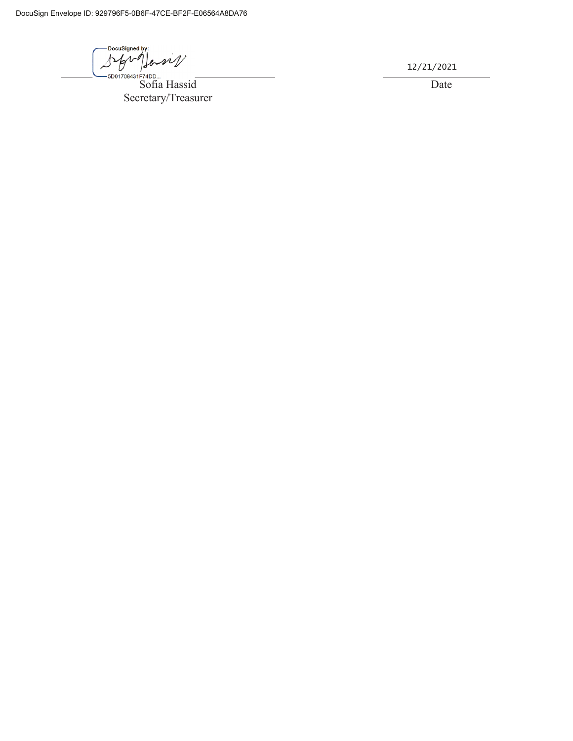DocuSign Envelope ID: 929796F5-0B6F-47CE-BF2F-E06564A8DA76

DocuSigned by:

5D01708431F74DD...

Sofia Hassid
Secretary/Treasurer

12/21/2021

Date